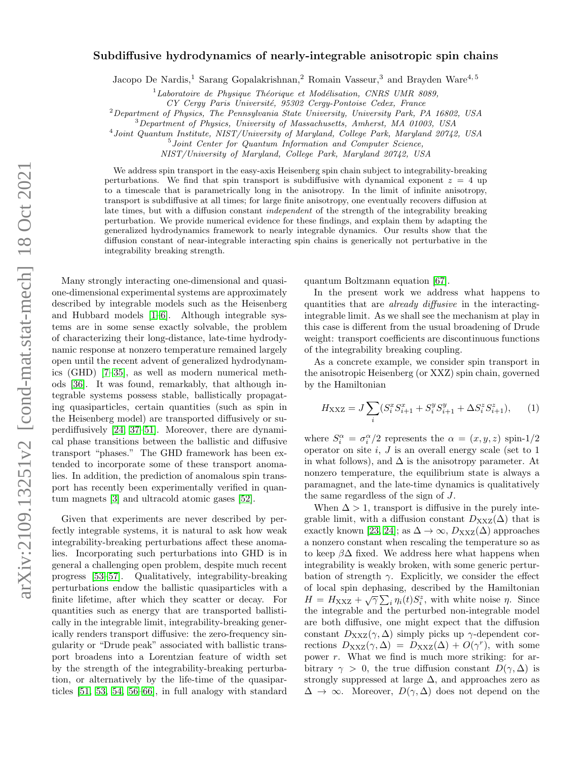# Subdiffusive hydrodynamics of nearly-integrable anisotropic spin chains

Jacopo De Nardis,[1] Sarang Gopalakrishnan,[2] Romain Vasseur,[3] and Brayden Ware[4,5]

[1] *Laboratoire de Physique Théorique et Modélisation, CNRS UMR 8089, CY Cergy Paris Université, 95302 Cergy-Pontoise Cedex, France*
[2] *Department of Physics, The Pennsylvania State University, University Park, PA 16802, USA*
[3] *Department of Physics, University of Massachusetts, Amherst, MA 01003, USA*
[4] *Joint Quantum Institute, NIST/University of Maryland, College Park, Maryland 20742, USA*
[5] *Joint Center for Quantum Information and Computer Science, NIST/University of Maryland, College Park, Maryland 20742, USA*

We address spin transport in the easy-axis Heisenberg spin chain subject to integrability-breaking perturbations. We find that spin transport is subdiffusive with dynamical exponent $z = 4$ up to a timescale that is parametrically long in the anisotropy. In the limit of infinite anisotropy, transport is subdiffusive at all times; for large finite anisotropy, one eventually recovers diffusion at late times, but with a diffusion constant *independent* of the strength of the integrability breaking perturbation. We provide numerical evidence for these findings, and explain them by adapting the generalized hydrodynamics framework to nearly integrable dynamics. Our results show that the diffusion constant of near-integrable interacting spin chains is generically not perturbative in the integrability breaking strength.

Many strongly interacting one-dimensional and quasi-one-dimensional experimental systems are approximately described by integrable models such as the Heisenberg and Hubbard models [1–6]. Although integrable systems are in some sense exactly solvable, the problem of characterizing their long-distance, late-time hydrodynamic response at nonzero temperature remained largely open until the recent advent of generalized hydrodynamics (GHD) [7–35], as well as modern numerical methods [36]. It was found, remarkably, that although integrable systems possess stable, ballistically propagating quasiparticles, certain quantities (such as spin in the Heisenberg model) are transported diffusively or superdiffusively [24, 37–51]. Moreover, there are dynamical phase transitions between the ballistic and diffusive transport "phases." The GHD framework has been extended to incorporate some of these transport anomalies. In addition, the prediction of anomalous spin transport has recently been experimentally verified in quantum magnets [3] and ultracold atomic gases [52].

Given that experiments are never described by perfectly integrable systems, it is natural to ask how weak integrability-breaking perturbations affect these anomalies. Incorporating such perturbations into GHD is in general a challenging open problem, despite much recent progress [53–57]. Qualitatively, integrability-breaking perturbations endow the ballistic quasiparticles with a finite lifetime, after which they scatter or decay. For quantities such as energy that are transported ballistically in the integrable limit, integrability-breaking generically renders transport diffusive: the zero-frequency singularity or "Drude peak" associated with ballistic transport broadens into a Lorentzian feature of width set by the strength of the integrability-breaking perturbation, or alternatively by the life-time of the quasiparticles [51, 53, 54, 56–66], in full analogy with standard quantum Boltzmann equation [67].

In the present work we address what happens to quantities that are *already diffusive* in the interacting-integrable limit. As we shall see the mechanism at play in this case is different from the usual broadening of Drude weight: transport coefficients are discontinuous functions of the integrability breaking coupling.

As a concrete example, we consider spin transport in the anisotropic Heisenberg (or XXZ) spin chain, governed by the Hamiltonian

$$H_{\mathrm{XXZ}} = J \sum_i (S_i^x S_{i+1}^x + S_i^y S_{i+1}^y + \Delta S_i^z S_{i+1}^z), \qquad (1)$$

where $S_i^\alpha = \sigma_i^\alpha/2$ represents the $\alpha = (x, y, z)$ spin-1/2 operator on site $i$, $J$ is an overall energy scale (set to 1 in what follows), and $\Delta$ is the anisotropy parameter. At nonzero temperature, the equilibrium state is always a paramagnet, and the late-time dynamics is qualitatively the same regardless of the sign of $J$.

When $\Delta > 1$, transport is diffusive in the purely integrable limit, with a diffusion constant $D_{\mathrm{XXZ}}(\Delta)$ that is exactly known [23, 24]; as $\Delta \to \infty$, $D_{\mathrm{XXZ}}(\Delta)$ approaches a nonzero constant when rescaling the temperature so as to keep $\beta\Delta$ fixed. We address here what happens when integrability is weakly broken, with some generic perturbation of strength $\gamma$. Explicitly, we consider the effect of local spin dephasing, described by the Hamiltonian $H = H_{\mathrm{XXZ}} + \sqrt{\gamma} \sum_i \eta_i(t) S_i^z$, with white noise $\eta$. Since the integrable and the perturbed non-integrable model are both diffusive, one might expect that the diffusion constant $D_{\mathrm{XXZ}}(\gamma, \Delta)$ simply picks up $\gamma$-dependent corrections $D_{\mathrm{XXZ}}(\gamma, \Delta) = D_{\mathrm{XXZ}}(\Delta) + O(\gamma^r)$, with some power $r$. What we find is much more striking: for arbitrary $\gamma > 0$, the true diffusion constant $D(\gamma, \Delta)$ is strongly suppressed at large $\Delta$, and approaches zero as $\Delta \to \infty$. Moreover, $D(\gamma, \Delta)$ does not depend on the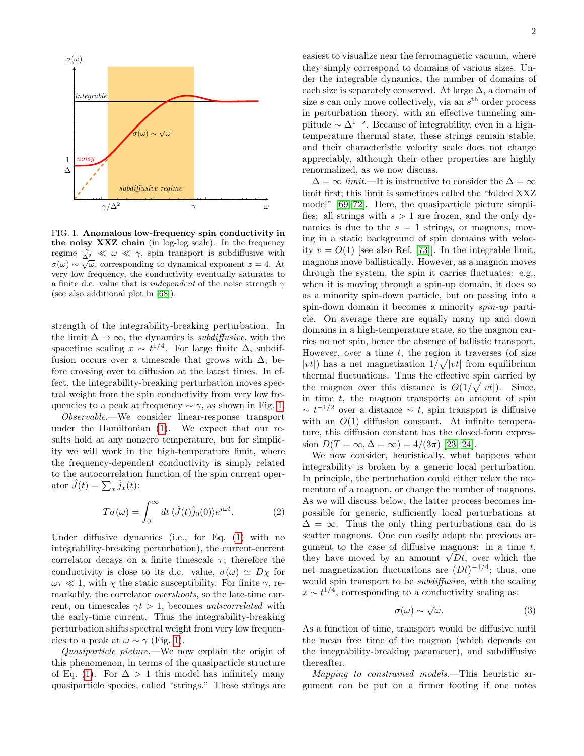FIG. 1. **Anomalous low-frequency spin conductivity in the noisy XXZ chain** (in log-log scale). In the frequency regime $\frac{\gamma}{\Delta^2} \ll \omega \ll \gamma$, spin transport is subdiffusive with $\sigma(\omega) \sim \sqrt{\omega}$, corresponding to dynamical exponent $z = 4$. At very low frequency, the conductivity eventually saturates to a finite d.c. value that is *independent* of the noise strength $\gamma$ (see also additional plot in [68]).

strength of the integrability-breaking perturbation. In the limit $\Delta \to \infty$, the dynamics is *subdiffusive*, with the spacetime scaling $x \sim t^{1/4}$. For large finite $\Delta$, subdiffusion occurs over a timescale that grows with $\Delta$, before crossing over to diffusion at the latest times. In effect, the integrability-breaking perturbation moves spectral weight from the spin conductivity from very low frequencies to a peak at frequency $\sim \gamma$, as shown in Fig. 1.

*Observable.*—We consider linear-response transport under the Hamiltonian (1). We expect that our results hold at any nonzero temperature, but for simplicity we will work in the high-temperature limit, where the frequency-dependent conductivity is simply related to the autocorrelation function of the spin current operator $\hat{J}(t) = \sum_x \hat{j}_x(t)$:

$$T\sigma(\omega) = \int_0^\infty dt\, \langle \hat{J}(t)\hat{j}_0(0)\rangle e^{i\omega t}. \tag{2}$$

Under diffusive dynamics (i.e., for Eq. (1) with no integrability-breaking perturbation), the current-current correlator decays on a finite timescale $\tau$; therefore the conductivity is close to its d.c. value, $\sigma(\omega) \simeq D\chi$ for $\omega\tau \ll 1$, with $\chi$ the static susceptibility. For finite $\gamma$, remarkably, the correlator *overshoots*, so the late-time current, on timescales $\gamma t > 1$, becomes *anticorrelated* with the early-time current. Thus the integrability-breaking perturbation shifts spectral weight from very low frequencies to a peak at $\omega \sim \gamma$ (Fig. 1).

*Quasiparticle picture.*—We now explain the origin of this phenomenon, in terms of the quasiparticle structure of Eq. (1). For $\Delta > 1$ this model has infinitely many quasiparticle species, called "strings." These strings are easiest to visualize near the ferromagnetic vacuum, where they simply correspond to domains of various sizes. Under the integrable dynamics, the number of domains of each size is separately conserved. At large $\Delta$, a domain of size $s$ can only move collectively, via an $s^{\text{th}}$ order process in perturbation theory, with an effective tunneling amplitude $\sim \Delta^{1-s}$. Because of integrability, even in a high-temperature thermal state, these strings remain stable, and their characteristic velocity scale does not change appreciably, although their other properties are highly renormalized, as we now discuss.

$\Delta = \infty$ *limit.*—It is instructive to consider the $\Delta = \infty$ limit first; this limit is sometimes called the "folded XXZ model" [69–72]. Here, the quasiparticle picture simplifies: all strings with $s > 1$ are frozen, and the only dynamics is due to the $s = 1$ strings, or magnons, moving in a static background of spin domains with velocity $v = O(1)$ [see also Ref. [73]]. In the integrable limit, magnons move ballistically. However, as a magnon moves through the system, the spin it carries fluctuates: e.g., when it is moving through a spin-up domain, it does so as a minority spin-down particle, but on passing into a spin-down domain it becomes a minority *spin-up* particle. On average there are equally many up and down domains in a high-temperature state, so the magnon carries no net spin, hence the absence of ballistic transport. However, over a time $t$, the region it traverses (of size $|vt|$) has a net magnetization $1/\sqrt{|vt|}$ from equilibrium thermal fluctuations. Thus the effective spin carried by the magnon over this distance is $O(1/\sqrt{|vt|})$. Since, in time $t$, the magnon transports an amount of spin $\sim t^{-1/2}$ over a distance $\sim t$, spin transport is diffusive with an $O(1)$ diffusion constant. At infinite temperature, this diffusion constant has the closed-form expression $D(T = \infty, \Delta = \infty) = 4/(3\pi)$ [23, 24].

We now consider, heuristically, what happens when integrability is broken by a generic local perturbation. In principle, the perturbation could either relax the momentum of a magnon, or change the number of magnons. As we will discuss below, the latter process becomes impossible for generic, sufficiently local perturbations at $\Delta = \infty$. Thus the only thing perturbations can do is scatter magnons. One can easily adapt the previous argument to the case of diffusive magnons: in a time $t$, they have moved by an amount $\sqrt{Dt}$, over which the net magnetization fluctuations are $(Dt)^{-1/4}$; thus, one would spin transport to be *subdiffusive*, with the scaling $x \sim t^{1/4}$, corresponding to a conductivity scaling as:

$$\sigma(\omega) \sim \sqrt{\omega}. \tag{3}$$

As a function of time, transport would be diffusive until the mean free time of the magnon (which depends on the integrability-breaking parameter), and subdiffusive thereafter.

*Mapping to constrained models.*—This heuristic argument can be put on a firmer footing if one notes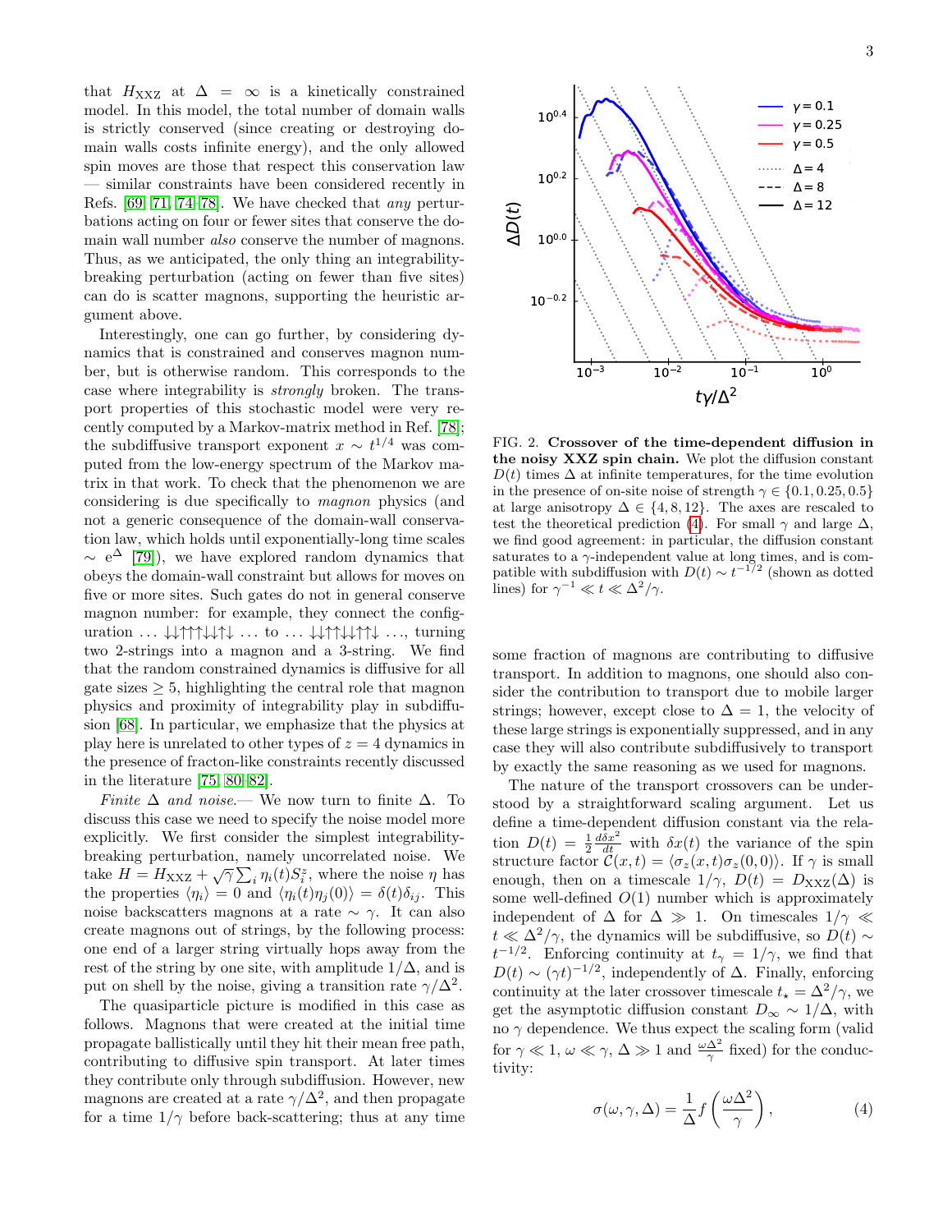that $H_{\rm XXZ}$ at $\Delta = \infty$ is a kinetically constrained model. In this model, the total number of domain walls is strictly conserved (since creating or destroying domain walls costs infinite energy), and the only allowed spin moves are those that respect this conservation law — similar constraints have been considered recently in Refs. [69, 71, 74–78]. We have checked that *any* perturbations acting on four or fewer sites that conserve the domain wall number *also* conserve the number of magnons. Thus, as we anticipated, the only thing an integrability-breaking perturbation (acting on fewer than five sites) can do is scatter magnons, supporting the heuristic argument above.

Interestingly, one can go further, by considering dynamics that is constrained and conserves magnon number, but is otherwise random. This corresponds to the case where integrability is *strongly* broken. The transport properties of this stochastic model were very recently computed by a Markov-matrix method in Ref. [78]; the subdiffusive transport exponent $x \sim t^{1/4}$ was computed from the low-energy spectrum of the Markov matrix in that work. To check that the phenomenon we are considering is due specifically to *magnon* physics (and not a generic consequence of the domain-wall conservation law, which holds until exponentially-long time scales $\sim e^{\Delta}$ [79]), we have explored random dynamics that obeys the domain-wall constraint but allows for moves on five or more sites. Such gates do not in general conserve magnon number: for example, they connect the configuration $\ldots\downarrow\downarrow\uparrow\uparrow\uparrow\downarrow\downarrow\uparrow\downarrow\ldots$ to $\ldots\downarrow\downarrow\uparrow\uparrow\downarrow\downarrow\uparrow\uparrow\downarrow\ldots$, turning two 2-strings into a magnon and a 3-string. We find that the random constrained dynamics is diffusive for all gate sizes $\geq 5$, highlighting the central role that magnon physics and proximity of integrability play in subdiffusion [68]. In particular, we emphasize that the physics at play here is unrelated to other types of $z = 4$ dynamics in the presence of fracton-like constraints recently discussed in the literature [75, 80–82].

*Finite $\Delta$ and noise.*— We now turn to finite $\Delta$. To discuss this case we need to specify the noise model more explicitly. We first consider the simplest integrability-breaking perturbation, namely uncorrelated noise. We take $H = H_{\rm XXZ} + \sqrt{\gamma}\sum_i \eta_i(t) S^z_i$, where the noise $\eta$ has the properties $\langle \eta_i \rangle = 0$ and $\langle \eta_i(t)\eta_j(0)\rangle = \delta(t)\delta_{ij}$. This noise backscatters magnons at a rate $\sim \gamma$. It can also create magnons out of strings, by the following process: one end of a larger string virtually hops away from the rest of the string by one site, with amplitude $1/\Delta$, and is put on shell by the noise, giving a transition rate $\gamma/\Delta^2$.

The quasiparticle picture is modified in this case as follows. Magnons that were created at the initial time propagate ballistically until they hit their mean free path, contributing to diffusive spin transport. At later times they contribute only through subdiffusion. However, new magnons are created at a rate $\gamma/\Delta^2$, and then propagate for a time $1/\gamma$ before back-scattering; thus at any time some fraction of magnons are contributing to diffusive transport. In addition to magnons, one should also consider the contribution to transport due to mobile larger strings; however, except close to $\Delta = 1$, the velocity of these large strings is exponentially suppressed, and in any case they will also contribute subdiffusively to transport by exactly the same reasoning as we used for magnons.

FIG. 2. **Crossover of the time-dependent diffusion in the noisy XXZ spin chain.** We plot the diffusion constant $D(t)$ times $\Delta$ at infinite temperatures, for the time evolution in the presence of on-site noise of strength $\gamma \in \{0.1, 0.25, 0.5\}$ at large anisotropy $\Delta \in \{4, 8, 12\}$. The axes are rescaled to test the theoretical prediction (4). For small $\gamma$ and large $\Delta$, we find good agreement: in particular, the diffusion constant saturates to a $\gamma$-independent value at long times, and is compatible with subdiffusion with $D(t) \sim t^{-1/2}$ (shown as dotted lines) for $\gamma^{-1} \ll t \ll \Delta^2/\gamma$.

The nature of the transport crossovers can be understood by a straightforward scaling argument. Let us define a time-dependent diffusion constant via the relation $D(t) = \frac{1}{2}\frac{d\delta x^2}{dt}$ with $\delta x(t)$ the variance of the spin structure factor $\mathcal{C}(x,t) = \langle \sigma_z(x,t)\sigma_z(0,0)\rangle$. If $\gamma$ is small enough, then on a timescale $1/\gamma$, $D(t) = D_{\rm XXZ}(\Delta)$ is some well-defined $O(1)$ number which is approximately independent of $\Delta$ for $\Delta \gg 1$. On timescales $1/\gamma \ll t \ll \Delta^2/\gamma$, the dynamics will be subdiffusive, so $D(t) \sim t^{-1/2}$. Enforcing continuity at $t_\gamma = 1/\gamma$, we find that $D(t) \sim (\gamma t)^{-1/2}$, independently of $\Delta$. Finally, enforcing continuity at the later crossover timescale $t_\star = \Delta^2/\gamma$, we get the asymptotic diffusion constant $D_\infty \sim 1/\Delta$, with no $\gamma$ dependence. We thus expect the scaling form (valid for $\gamma \ll 1$, $\omega \ll \gamma$, $\Delta \gg 1$ and $\frac{\omega\Delta^2}{\gamma}$ fixed) for the conductivity:

$$\sigma(\omega, \gamma, \Delta) = \frac{1}{\Delta} f\left(\frac{\omega \Delta^2}{\gamma}\right), \tag{4}$$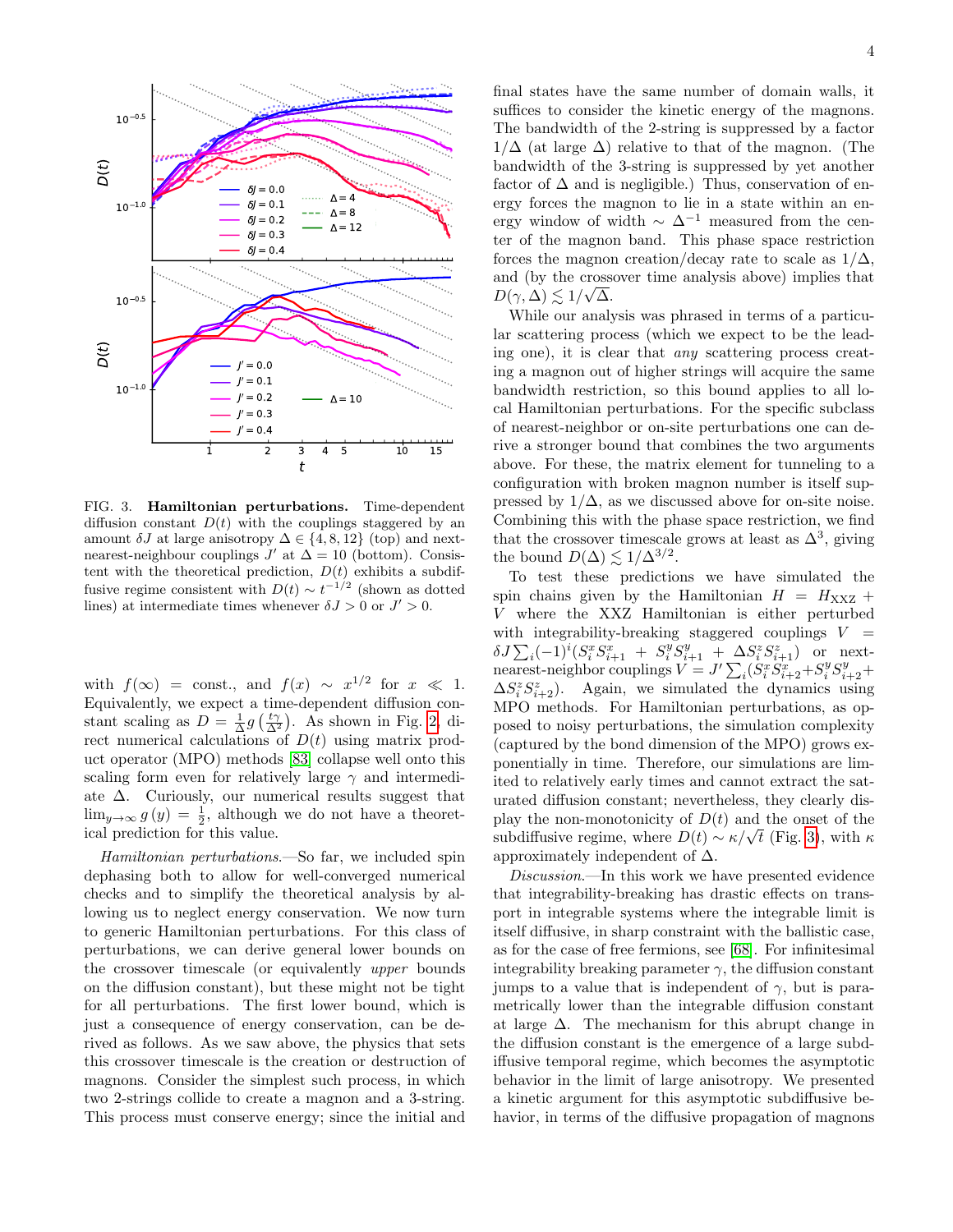FIG. 3. **Hamiltonian perturbations.** Time-dependent diffusion constant $D(t)$ with the couplings staggered by an amount $\delta J$ at large anisotropy $\Delta \in \{4, 8, 12\}$ (top) and next-nearest-neighbour couplings $J'$ at $\Delta = 10$ (bottom). Consistent with the theoretical prediction, $D(t)$ exhibits a subdiffusive regime consistent with $D(t) \sim t^{-1/2}$ (shown as dotted lines) at intermediate times whenever $\delta J > 0$ or $J' > 0$.

with $f(\infty) = $ const., and $f(x) \sim x^{1/2}$ for $x \ll 1$. Equivalently, we expect a time-dependent diffusion constant scaling as $D = \frac{1}{\Delta} g\left(\frac{t\gamma}{\Delta^2}\right)$. As shown in Fig. 2, direct numerical calculations of $D(t)$ using matrix product operator (MPO) methods [83] collapse well onto this scaling form even for relatively large $\gamma$ and intermediate $\Delta$. Curiously, our numerical results suggest that $\lim_{y\to\infty} g(y) = \frac{1}{2}$, although we do not have a theoretical prediction for this value.

*Hamiltonian perturbations.*—So far, we included spin dephasing both to allow for well-converged numerical checks and to simplify the theoretical analysis by allowing us to neglect energy conservation. We now turn to generic Hamiltonian perturbations. For this class of perturbations, we can derive general lower bounds on the crossover timescale (or equivalently *upper* bounds on the diffusion constant), but these might not be tight for all perturbations. The first lower bound, which is just a consequence of energy conservation, can be derived as follows. As we saw above, the physics that sets this crossover timescale is the creation or destruction of magnons. Consider the simplest such process, in which two 2-strings collide to create a magnon and a 3-string. This process must conserve energy; since the initial and final states have the same number of domain walls, it suffices to consider the kinetic energy of the magnons. The bandwidth of the 2-string is suppressed by a factor $1/\Delta$ (at large $\Delta$) relative to that of the magnon. (The bandwidth of the 3-string is suppressed by yet another factor of $\Delta$ and is negligible.) Thus, conservation of energy forces the magnon to lie in a state within an energy window of width $\sim \Delta^{-1}$ measured from the center of the magnon band. This phase space restriction forces the magnon creation/decay rate to scale as $1/\Delta$, and (by the crossover time analysis above) implies that $D(\gamma, \Delta) \lesssim 1/\sqrt{\Delta}$.

While our analysis was phrased in terms of a particular scattering process (which we expect to be the leading one), it is clear that *any* scattering process creating a magnon out of higher strings will acquire the same bandwidth restriction, so this bound applies to all local Hamiltonian perturbations. For the specific subclass of nearest-neighbor or on-site perturbations one can derive a stronger bound that combines the two arguments above. For these, the matrix element for tunneling to a configuration with broken magnon number is itself suppressed by $1/\Delta$, as we discussed above for on-site noise. Combining this with the phase space restriction, we find that the crossover timescale grows at least as $\Delta^3$, giving the bound $D(\Delta) \lesssim 1/\Delta^{3/2}$.

To test these predictions we have simulated the spin chains given by the Hamiltonian $H = H_{\mathrm{XXZ}} + V$ where the XXZ Hamiltonian is either perturbed with integrability-breaking staggered couplings $V = \delta J \sum_i (-1)^i (S_i^x S_{i+1}^x + S_i^y S_{i+1}^y + \Delta S_i^z S_{i+1}^z)$ or next-nearest-neighbor couplings $V = J' \sum_i (S_i^x S_{i+2}^x + S_i^y S_{i+2}^y + \Delta S_i^z S_{i+2}^z)$. Again, we simulated the dynamics using MPO methods. For Hamiltonian perturbations, as opposed to noisy perturbations, the simulation complexity (captured by the bond dimension of the MPO) grows exponentially in time. Therefore, our simulations are limited to relatively early times and cannot extract the saturated diffusion constant; nevertheless, they clearly display the non-monotonicity of $D(t)$ and the onset of the subdiffusive regime, where $D(t) \sim \kappa/\sqrt{t}$ (Fig. 3), with $\kappa$ approximately independent of $\Delta$.

*Discussion.*—In this work we have presented evidence that integrability-breaking has drastic effects on transport in integrable systems where the integrable limit is itself diffusive, in sharp constraint with the ballistic case, as for the case of free fermions, see [68]. For infinitesimal integrability breaking parameter $\gamma$, the diffusion constant jumps to a value that is independent of $\gamma$, but is parametrically lower than the integrable diffusion constant at large $\Delta$. The mechanism for this abrupt change in the diffusion constant is the emergence of a large subdiffusive temporal regime, which becomes the asymptotic behavior in the limit of large anisotropy. We presented a kinetic argument for this asymptotic subdiffusive behavior, in terms of the diffusive propagation of magnons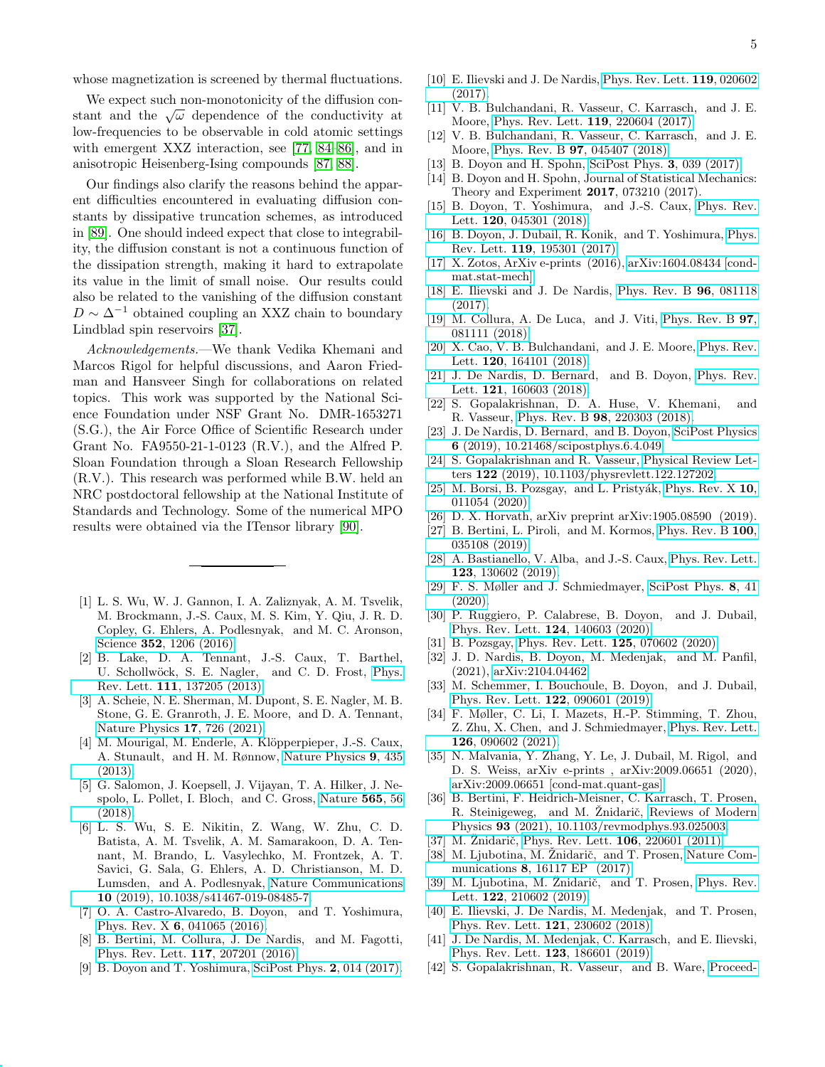whose magnetization is screened by thermal fluctuations.

We expect such non-monotonicity of the diffusion constant and the $\sqrt{\omega}$ dependence of the conductivity at low-frequencies to be observable in cold atomic settings with emergent XXZ interaction, see [77, 84–86], and in anisotropic Heisenberg-Ising compounds [87, 88].

Our findings also clarify the reasons behind the apparent difficulties encountered in evaluating diffusion constants by dissipative truncation schemes, as introduced in [89]. One should indeed expect that close to integrability, the diffusion constant is not a continuous function of the dissipation strength, making it hard to extrapolate its value in the limit of small noise. Our results could also be related to the vanishing of the diffusion constant $D \sim \Delta^{-1}$ obtained coupling an XXZ chain to boundary Lindblad spin reservoirs [37].

*Acknowledgements.*—We thank Vedika Khemani and Marcos Rigol for helpful discussions, and Aaron Friedman and Hansveer Singh for collaborations on related topics. This work was supported by the National Science Foundation under NSF Grant No. DMR-1653271 (S.G.), the Air Force Office of Scientific Research under Grant No. FA9550-21-1-0123 (R.V.), and the Alfred P. Sloan Foundation through a Sloan Research Fellowship (R.V.). This research was performed while B.W. held an NRC postdoctoral fellowship at the National Institute of Standards and Technology. Some of the numerical MPO results were obtained via the ITensor library [90].

---

[1] L. S. Wu, W. J. Gannon, I. A. Zaliznyak, A. M. Tsvelik, M. Brockmann, J.-S. Caux, M. S. Kim, Y. Qiu, J. R. D. Copley, G. Ehlers, A. Podlesnyak, and M. C. Aronson, Science **352**, 1206 (2016).

[2] B. Lake, D. A. Tennant, J.-S. Caux, T. Barthel, U. Schollwöck, S. E. Nagler, and C. D. Frost, Phys. Rev. Lett. **111**, 137205 (2013).

[3] A. Scheie, N. E. Sherman, M. Dupont, S. E. Nagler, M. B. Stone, G. E. Granroth, J. E. Moore, and D. A. Tennant, Nature Physics **17**, 726 (2021).

[4] M. Mourigal, M. Enderle, A. Klöpperpieper, J.-S. Caux, A. Stunault, and H. M. Rønnow, Nature Physics **9**, 435 (2013).

[5] G. Salomon, J. Koepsell, J. Vijayan, T. A. Hilker, J. Nespolo, L. Pollet, I. Bloch, and C. Gross, Nature **565**, 56 (2018).

[6] L. S. Wu, S. E. Nikitin, Z. Wang, W. Zhu, C. D. Batista, A. M. Tsvelik, A. M. Samarakoon, D. A. Tennant, M. Brando, L. Vasylechko, M. Frontzek, A. T. Savici, G. Sala, G. Ehlers, A. D. Christianson, M. D. Lumsden, and A. Podlesnyak, Nature Communications **10** (2019), 10.1038/s41467-019-08485-7.

[7] O. A. Castro-Alvaredo, B. Doyon, and T. Yoshimura, Phys. Rev. X **6**, 041065 (2016).

[8] B. Bertini, M. Collura, J. De Nardis, and M. Fagotti, Phys. Rev. Lett. **117**, 207201 (2016).

[9] B. Doyon and T. Yoshimura, SciPost Phys. **2**, 014 (2017).

[10] E. Ilievski and J. De Nardis, Phys. Rev. Lett. **119**, 020602 (2017).

[11] V. B. Bulchandani, R. Vasseur, C. Karrasch, and J. E. Moore, Phys. Rev. Lett. **119**, 220604 (2017).

[12] V. B. Bulchandani, R. Vasseur, C. Karrasch, and J. E. Moore, Phys. Rev. B **97**, 045407 (2018).

[13] B. Doyon and H. Spohn, SciPost Phys. **3**, 039 (2017).

[14] B. Doyon and H. Spohn, Journal of Statistical Mechanics: Theory and Experiment **2017**, 073210 (2017).

[15] B. Doyon, T. Yoshimura, and J.-S. Caux, Phys. Rev. Lett. **120**, 045301 (2018).

[16] B. Doyon, J. Dubail, R. Konik, and T. Yoshimura, Phys. Rev. Lett. **119**, 195301 (2017).

[17] X. Zotos, ArXiv e-prints (2016), arXiv:1604.08434 [cond-mat.stat-mech].

[18] E. Ilievski and J. De Nardis, Phys. Rev. B **96**, 081118 (2017).

[19] M. Collura, A. De Luca, and J. Viti, Phys. Rev. B **97**, 081111 (2018).

[20] X. Cao, V. B. Bulchandani, and J. E. Moore, Phys. Rev. Lett. **120**, 164101 (2018).

[21] J. De Nardis, D. Bernard, and B. Doyon, Phys. Rev. Lett. **121**, 160603 (2018).

[22] S. Gopalakrishnan, D. A. Huse, V. Khemani, and R. Vasseur, Phys. Rev. B **98**, 220303 (2018).

[23] J. De Nardis, D. Bernard, and B. Doyon, SciPost Physics **6** (2019), 10.21468/scipostphys.6.4.049.

[24] S. Gopalakrishnan and R. Vasseur, Physical Review Letters **122** (2019), 10.1103/physrevlett.122.127202.

[25] M. Borsi, B. Pozsgay, and L. Pristyák, Phys. Rev. X **10**, 011054 (2020).

[26] D. X. Horvath, arXiv preprint arXiv:1905.08590 (2019).

[27] B. Bertini, L. Piroli, and M. Kormos, Phys. Rev. B **100**, 035108 (2019).

[28] A. Bastianello, V. Alba, and J.-S. Caux, Phys. Rev. Lett. **123**, 130602 (2019).

[29] F. S. Møller and J. Schmiedmayer, SciPost Phys. **8**, 41 (2020).

[30] P. Ruggiero, P. Calabrese, B. Doyon, and J. Dubail, Phys. Rev. Lett. **124**, 140603 (2020).

[31] B. Pozsgay, Phys. Rev. Lett. **125**, 070602 (2020).

[32] J. D. Nardis, B. Doyon, M. Medenjak, and M. Panfil, (2021), arXiv:2104.04462.

[33] M. Schemmer, I. Bouchoule, B. Doyon, and J. Dubail, Phys. Rev. Lett. **122**, 090601 (2019).

[34] F. Møller, C. Li, I. Mazets, H.-P. Stimming, T. Zhou, Z. Zhu, X. Chen, and J. Schmiedmayer, Phys. Rev. Lett. **126**, 090602 (2021).

[35] N. Malvania, Y. Zhang, Y. Le, J. Dubail, M. Rigol, and D. S. Weiss, arXiv e-prints , arXiv:2009.06651 (2020), arXiv:2009.06651 [cond-mat.quant-gas].

[36] B. Bertini, F. Heidrich-Meisner, C. Karrasch, T. Prosen, R. Steinigeweg, and M. Žnidarič, Reviews of Modern Physics **93** (2021), 10.1103/revmodphys.93.025003.

[37] M. Žnidarič, Phys. Rev. Lett. **106**, 220601 (2011).

[38] M. Ljubotina, M. Žnidarič, and T. Prosen, Nature Communications **8**, 16117 EP (2017).

[39] M. Ljubotina, M. Žnidarič, and T. Prosen, Phys. Rev. Lett. **122**, 210602 (2019).

[40] E. Ilievski, J. De Nardis, M. Medenjak, and T. Prosen, Phys. Rev. Lett. **121**, 230602 (2018).

[41] J. De Nardis, M. Medenjak, C. Karrasch, and E. Ilievski, Phys. Rev. Lett. **123**, 186601 (2019).

[42] S. Gopalakrishnan, R. Vasseur, and B. Ware, Proceed-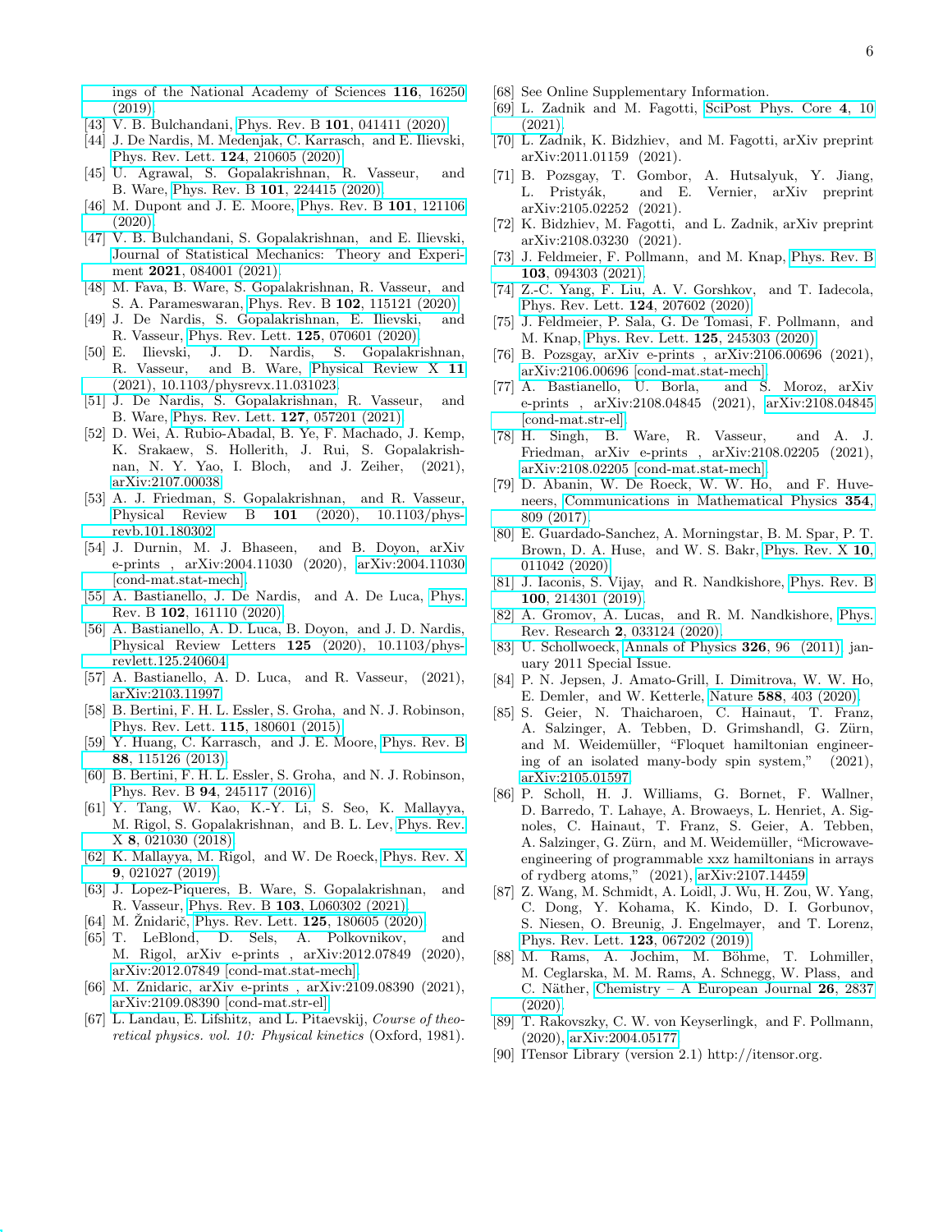ings of the National Academy of Sciences **116**, 16250 (2019).

[43] V. B. Bulchandani, Phys. Rev. B **101**, 041411 (2020).

[44] J. De Nardis, M. Medenjak, C. Karrasch, and E. Ilievski, Phys. Rev. Lett. **124**, 210605 (2020).

[45] U. Agrawal, S. Gopalakrishnan, R. Vasseur, and B. Ware, Phys. Rev. B **101**, 224415 (2020).

[46] M. Dupont and J. E. Moore, Phys. Rev. B **101**, 121106 (2020).

[47] V. B. Bulchandani, S. Gopalakrishnan, and E. Ilievski, Journal of Statistical Mechanics: Theory and Experiment **2021**, 084001 (2021).

[48] M. Fava, B. Ware, S. Gopalakrishnan, R. Vasseur, and S. A. Parameswaran, Phys. Rev. B **102**, 115121 (2020).

[49] J. De Nardis, S. Gopalakrishnan, E. Ilievski, and R. Vasseur, Phys. Rev. Lett. **125**, 070601 (2020).

[50] E. Ilievski, J. D. Nardis, S. Gopalakrishnan, R. Vasseur, and B. Ware, Physical Review X **11** (2021), 10.1103/physrevx.11.031023.

[51] J. De Nardis, S. Gopalakrishnan, R. Vasseur, and B. Ware, Phys. Rev. Lett. **127**, 057201 (2021).

[52] D. Wei, A. Rubio-Abadal, B. Ye, F. Machado, J. Kemp, K. Srakaew, S. Hollerith, J. Rui, S. Gopalakrishnan, N. Y. Yao, I. Bloch, and J. Zeiher, (2021), arXiv:2107.00038.

[53] A. J. Friedman, S. Gopalakrishnan, and R. Vasseur, Physical Review B **101** (2020), 10.1103/physrevb.101.180302.

[54] J. Durnin, M. J. Bhaseen, and B. Doyon, arXiv e-prints , arXiv:2004.11030 (2020), arXiv:2004.11030 [cond-mat.stat-mech].

[55] A. Bastianello, J. De Nardis, and A. De Luca, Phys. Rev. B **102**, 161110 (2020).

[56] A. Bastianello, A. D. Luca, B. Doyon, and J. D. Nardis, Physical Review Letters **125** (2020), 10.1103/physrevlett.125.240604.

[57] A. Bastianello, A. D. Luca, and R. Vasseur, (2021), arXiv:2103.11997.

[58] B. Bertini, F. H. L. Essler, S. Groha, and N. J. Robinson, Phys. Rev. Lett. **115**, 180601 (2015).

[59] Y. Huang, C. Karrasch, and J. E. Moore, Phys. Rev. B **88**, 115126 (2013).

[60] B. Bertini, F. H. L. Essler, S. Groha, and N. J. Robinson, Phys. Rev. B **94**, 245117 (2016).

[61] Y. Tang, W. Kao, K.-Y. Li, S. Seo, K. Mallayya, M. Rigol, S. Gopalakrishnan, and B. L. Lev, Phys. Rev. X **8**, 021030 (2018).

[62] K. Mallayya, M. Rigol, and W. De Roeck, Phys. Rev. X **9**, 021027 (2019).

[63] J. Lopez-Piqueres, B. Ware, S. Gopalakrishnan, and R. Vasseur, Phys. Rev. B **103**, L060302 (2021).

[64] M. Žnidarič, Phys. Rev. Lett. **125**, 180605 (2020).

[65] T. LeBlond, D. Sels, A. Polkovnikov, and M. Rigol, arXiv e-prints , arXiv:2012.07849 (2020), arXiv:2012.07849 [cond-mat.stat-mech].

[66] M. Znidaric, arXiv e-prints , arXiv:2109.08390 (2021), arXiv:2109.08390 [cond-mat.str-el].

[67] L. Landau, E. Lifshitz, and L. Pitaevskij, *Course of theoretical physics. vol. 10: Physical kinetics* (Oxford, 1981).

[68] See Online Supplementary Information.

[69] L. Zadnik and M. Fagotti, SciPost Phys. Core **4**, 10 (2021).

[70] L. Zadnik, K. Bidzhiev, and M. Fagotti, arXiv preprint arXiv:2011.01159 (2021).

[71] B. Pozsgay, T. Gombor, A. Hutsalyuk, Y. Jiang, L. Pristyák, and E. Vernier, arXiv preprint arXiv:2105.02252 (2021).

[72] K. Bidzhiev, M. Fagotti, and L. Zadnik, arXiv preprint arXiv:2108.03230 (2021).

[73] J. Feldmeier, F. Pollmann, and M. Knap, Phys. Rev. B **103**, 094303 (2021).

[74] Z.-C. Yang, F. Liu, A. V. Gorshkov, and T. Iadecola, Phys. Rev. Lett. **124**, 207602 (2020).

[75] J. Feldmeier, P. Sala, G. De Tomasi, F. Pollmann, and M. Knap, Phys. Rev. Lett. **125**, 245303 (2020).

[76] B. Pozsgay, arXiv e-prints , arXiv:2106.00696 (2021), arXiv:2106.00696 [cond-mat.stat-mech].

[77] A. Bastianello, U. Borla, and S. Moroz, arXiv e-prints , arXiv:2108.04845 (2021), arXiv:2108.04845 [cond-mat.str-el].

[78] H. Singh, B. Ware, R. Vasseur, and A. J. Friedman, arXiv e-prints , arXiv:2108.02205 (2021), arXiv:2108.02205 [cond-mat.stat-mech].

[79] D. Abanin, W. De Roeck, W. W. Ho, and F. Huveneers, Communications in Mathematical Physics **354**, 809 (2017).

[80] E. Guardado-Sanchez, A. Morningstar, B. M. Spar, P. T. Brown, D. A. Huse, and W. S. Bakr, Phys. Rev. X **10**, 011042 (2020).

[81] J. Iaconis, S. Vijay, and R. Nandkishore, Phys. Rev. B **100**, 214301 (2019).

[82] A. Gromov, A. Lucas, and R. M. Nandkishore, Phys. Rev. Research **2**, 033124 (2020).

[83] U. Schollwoeck, Annals of Physics **326**, 96 (2011), january 2011 Special Issue.

[84] P. N. Jepsen, J. Amato-Grill, I. Dimitrova, W. W. Ho, E. Demler, and W. Ketterle, Nature **588**, 403 (2020).

[85] S. Geier, N. Thaicharoen, C. Hainaut, T. Franz, A. Salzinger, A. Tebben, D. Grimshandl, G. Zürn, and M. Weidemüller, "Floquet hamiltonian engineering of an isolated many-body spin system," (2021), arXiv:2105.01597.

[86] P. Scholl, H. J. Williams, G. Bornet, F. Wallner, D. Barredo, T. Lahaye, A. Browaeys, L. Henriet, A. Signoles, C. Hainaut, T. Franz, S. Geier, A. Tebben, A. Salzinger, G. Zürn, and M. Weidemüller, "Microwave-engineering of programmable xxz hamiltonians in arrays of rydberg atoms," (2021), arXiv:2107.14459.

[87] Z. Wang, M. Schmidt, A. Loidl, J. Wu, H. Zou, W. Yang, C. Dong, Y. Kohama, K. Kindo, D. I. Gorbunov, S. Niesen, O. Breunig, J. Engelmayer, and T. Lorenz, Phys. Rev. Lett. **123**, 067202 (2019).

[88] M. Rams, A. Jochim, M. Böhme, T. Lohmiller, M. Ceglarska, M. M. Rams, A. Schnegg, W. Plass, and C. Näther, Chemistry – A European Journal **26**, 2837 (2020).

[89] T. Rakovszky, C. W. von Keyserlingk, and F. Pollmann, (2020), arXiv:2004.05177.

[90] ITensor Library (version 2.1) http://itensor.org.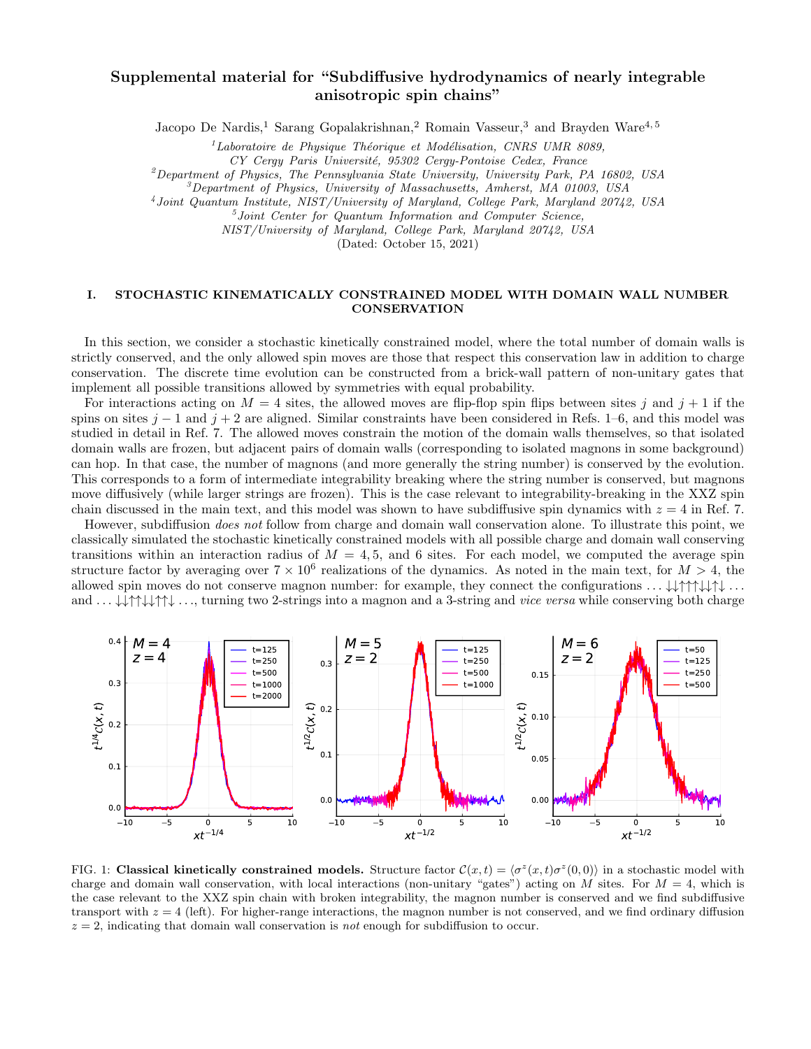# Supplemental material for "Subdiffusive hydrodynamics of nearly integrable anisotropic spin chains"

Jacopo De Nardis,[1] Sarang Gopalakrishnan,[2] Romain Vasseur,[3] and Brayden Ware[4,5]

[1]*Laboratoire de Physique Théorique et Modélisation, CNRS UMR 8089, CY Cergy Paris Université, 95302 Cergy-Pontoise Cedex, France*
[2]*Department of Physics, The Pennsylvania State University, University Park, PA 16802, USA*
[3]*Department of Physics, University of Massachusetts, Amherst, MA 01003, USA*
[4]*Joint Quantum Institute, NIST/University of Maryland, College Park, Maryland 20742, USA*
[5]*Joint Center for Quantum Information and Computer Science, NIST/University of Maryland, College Park, Maryland 20742, USA*

(Dated: October 15, 2021)

## I. STOCHASTIC KINEMATICALLY CONSTRAINED MODEL WITH DOMAIN WALL NUMBER CONSERVATION

In this section, we consider a stochastic kinetically constrained model, where the total number of domain walls is strictly conserved, and the only allowed spin moves are those that respect this conservation law in addition to charge conservation. The discrete time evolution can be constructed from a brick-wall pattern of non-unitary gates that implement all possible transitions allowed by symmetries with equal probability.

For interactions acting on $M = 4$ sites, the allowed moves are flip-flop spin flips between sites $j$ and $j+1$ if the spins on sites $j-1$ and $j+2$ are aligned. Similar constraints have been considered in Refs. 1–6, and this model was studied in detail in Ref. 7. The allowed moves constrain the motion of the domain walls themselves, so that isolated domain walls are frozen, but adjacent pairs of domain walls (corresponding to isolated magnons in some background) can hop. In that case, the number of magnons (and more generally the string number) is conserved by the evolution. This corresponds to a form of intermediate integrability breaking where the string number is conserved, but magnons move diffusively (while larger strings are frozen). This is the case relevant to integrability-breaking in the XXZ spin chain discussed in the main text, and this model was shown to have subdiffusive spin dynamics with $z = 4$ in Ref. 7.

However, subdiffusion *does not* follow from charge and domain wall conservation alone. To illustrate this point, we classically simulated the stochastic kinetically constrained models with all possible charge and domain wall conserving transitions within an interaction radius of $M = 4, 5$, and 6 sites. For each model, we computed the average spin structure factor by averaging over $7 \times 10^6$ realizations of the dynamics. As noted in the main text, for $M > 4$, the allowed spin moves do not conserve magnon number: for example, they connect the configurations $\ldots\downarrow\downarrow\uparrow\uparrow\uparrow\downarrow\downarrow\uparrow\downarrow\ldots$ and $\ldots\downarrow\downarrow\uparrow\uparrow\downarrow\downarrow\uparrow\uparrow\downarrow\ldots$, turning two 2-strings into a magnon and a 3-string and *vice versa* while conserving both charge

FIG. 1: **Classical kinetically constrained models.** Structure factor $\mathcal{C}(x,t) = \langle \sigma^z(x,t)\sigma^z(0,0)\rangle$ in a stochastic model with charge and domain wall conservation, with local interactions (non-unitary "gates") acting on $M$ sites. For $M = 4$, which is the case relevant to the XXZ spin chain with broken integrability, the magnon number is conserved and we find subdiffusive transport with $z = 4$ (left). For higher-range interactions, the magnon number is not conserved, and we find ordinary diffusion $z = 2$, indicating that domain wall conservation is *not* enough for subdiffusion to occur.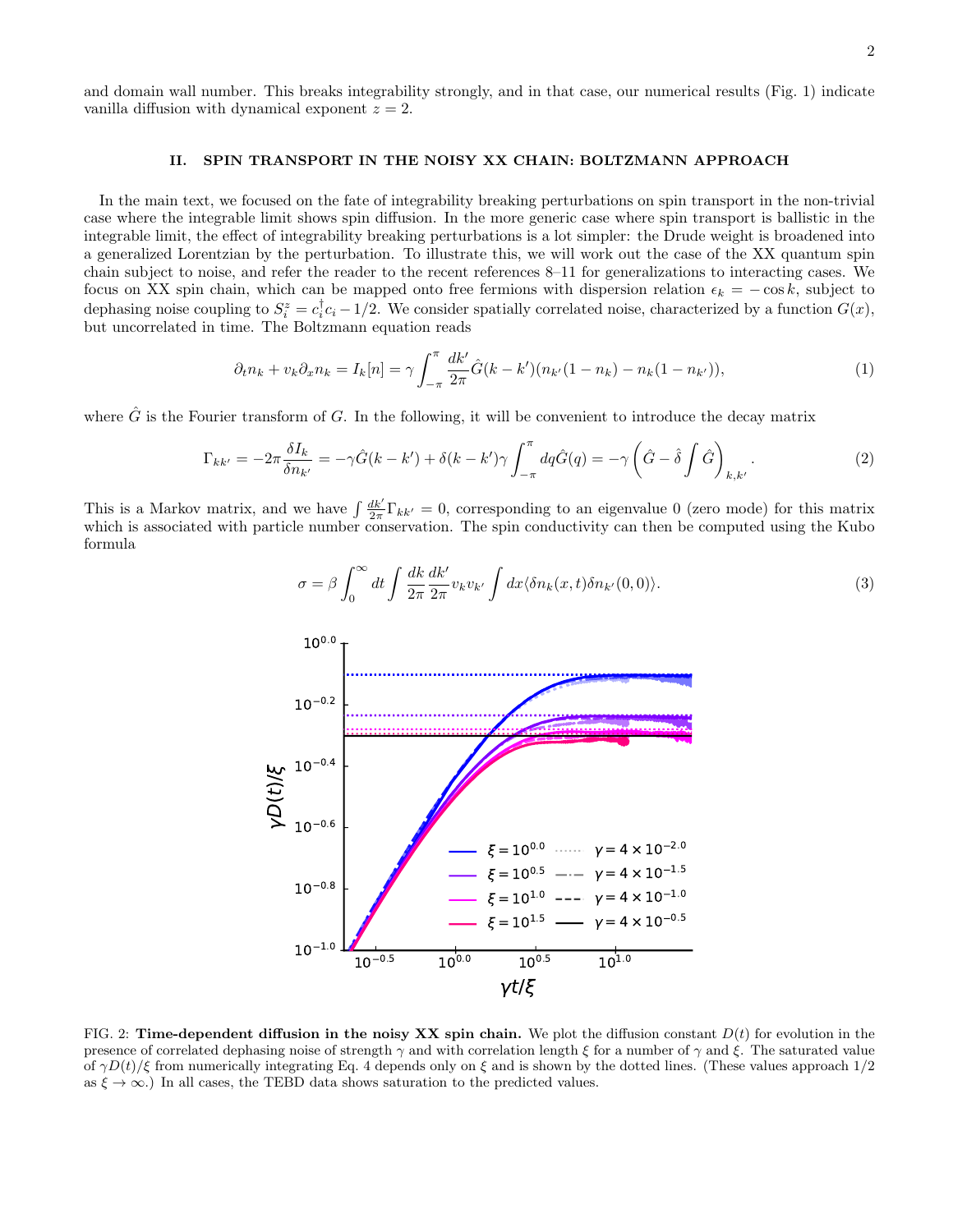and domain wall number. This breaks integrability strongly, and in that case, our numerical results (Fig. 1) indicate vanilla diffusion with dynamical exponent $z = 2$.

## II. SPIN TRANSPORT IN THE NOISY XX CHAIN: BOLTZMANN APPROACH

In the main text, we focused on the fate of integrability breaking perturbations on spin transport in the non-trivial case where the integrable limit shows spin diffusion. In the more generic case where spin transport is ballistic in the integrable limit, the effect of integrability breaking perturbations is a lot simpler: the Drude weight is broadened into a generalized Lorentzian by the perturbation. To illustrate this, we will work out the case of the XX quantum spin chain subject to noise, and refer the reader to the recent references 8–11 for generalizations to interacting cases. We focus on XX spin chain, which can be mapped onto free fermions with dispersion relation $\epsilon_k = -\cos k$, subject to dephasing noise coupling to $S^z_i = c^\dagger_i c_i - 1/2$. We consider spatially correlated noise, characterized by a function $G(x)$, but uncorrelated in time. The Boltzmann equation reads

$$\partial_t n_k + v_k \partial_x n_k = I_k[n] = \gamma \int_{-\pi}^{\pi} \frac{dk'}{2\pi} \hat{G}(k-k')(n_{k'}(1-n_k) - n_k(1-n_{k'})), \tag{1}$$

where $\hat{G}$ is the Fourier transform of $G$. In the following, it will be convenient to introduce the decay matrix

$$\Gamma_{kk'} = -2\pi \frac{\delta I_k}{\delta n_{k'}} = -\gamma \hat{G}(k-k') + \delta(k-k')\gamma \int_{-\pi}^{\pi} dq \hat{G}(q) = -\gamma \left( \hat{G} - \hat{\delta} \int \hat{G} \right)_{k,k'}. \tag{2}$$

This is a Markov matrix, and we have $\int \frac{dk'}{2\pi} \Gamma_{kk'} = 0$, corresponding to an eigenvalue 0 (zero mode) for this matrix which is associated with particle number conservation. The spin conductivity can then be computed using the Kubo formula

$$\sigma = \beta \int_0^\infty dt \int \frac{dk}{2\pi} \frac{dk'}{2\pi} v_k v_{k'} \int dx \langle \delta n_k(x,t) \delta n_{k'}(0,0) \rangle. \tag{3}$$

FIG. 2: **Time-dependent diffusion in the noisy XX spin chain.** We plot the diffusion constant $D(t)$ for evolution in the presence of correlated dephasing noise of strength $\gamma$ and with correlation length $\xi$ for a number of $\gamma$ and $\xi$. The saturated value of $\gamma D(t)/\xi$ from numerically integrating Eq. 4 depends only on $\xi$ and is shown by the dotted lines. (These values approach 1/2 as $\xi \to \infty$.) In all cases, the TEBD data shows saturation to the predicted values.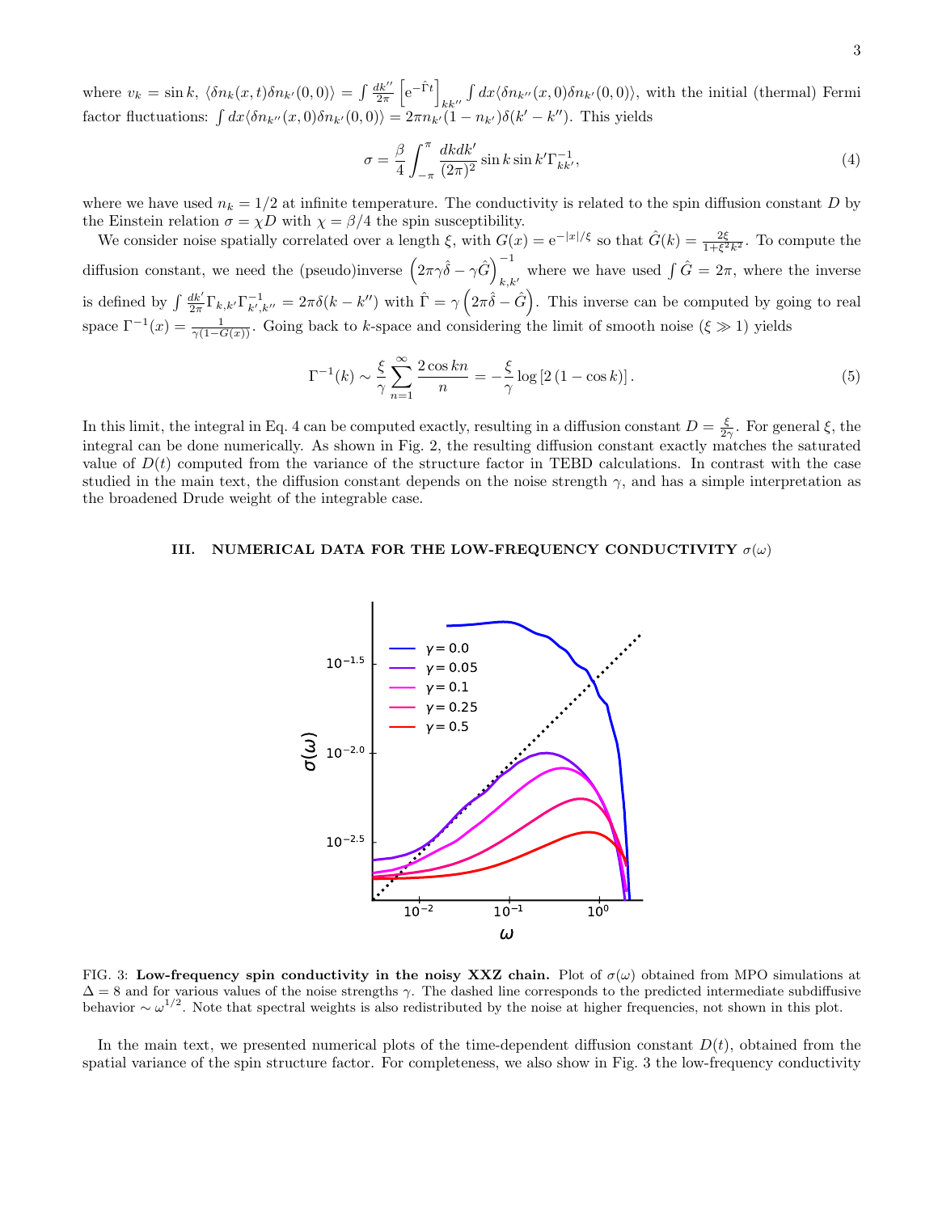where $v_k = \sin k$, $\langle \delta n_k(x,t)\delta n_{k'}(0,0)\rangle = \int \frac{dk''}{2\pi}\left[e^{-\hat{\Gamma}t}\right]_{kk''}\int dx \langle \delta n_{k''}(x,0)\delta n_{k'}(0,0)\rangle$, with the initial (thermal) Fermi factor fluctuations: $\int dx \langle \delta n_{k''}(x,0)\delta n_{k'}(0,0)\rangle = 2\pi n_{k'}(1-n_{k'})\delta(k'-k'')$. This yields

$$\sigma = \frac{\beta}{4}\int_{-\pi}^{\pi}\frac{dkdk'}{(2\pi)^2}\sin k \sin k' \Gamma^{-1}_{kk'}, \tag{4}$$

where we have used $n_k = 1/2$ at infinite temperature. The conductivity is related to the spin diffusion constant $D$ by the Einstein relation $\sigma = \chi D$ with $\chi = \beta/4$ the spin susceptibility.

We consider noise spatially correlated over a length $\xi$, with $G(x) = e^{-|x|/\xi}$ so that $\hat{G}(k) = \frac{2\xi}{1+\xi^2 k^2}$. To compute the diffusion constant, we need the (pseudo)inverse $\left(2\pi\gamma\hat{\delta} - \gamma\hat{G}\right)^{-1}_{k,k'}$ where we have used $\int \hat{G} = 2\pi$, where the inverse is defined by $\int \frac{dk'}{2\pi}\Gamma_{k,k'}\Gamma^{-1}_{k',k''} = 2\pi\delta(k-k'')$ with $\hat{\Gamma} = \gamma\left(2\pi\hat{\delta} - \hat{G}\right)$. This inverse can be computed by going to real space $\Gamma^{-1}(x) = \frac{1}{\gamma(1-G(x))}$. Going back to $k$-space and considering the limit of smooth noise ($\xi \gg 1$) yields

$$\Gamma^{-1}(k) \sim \frac{\xi}{\gamma}\sum_{n=1}^{\infty}\frac{2\cos kn}{n} = -\frac{\xi}{\gamma}\log\left[2\left(1-\cos k\right)\right]. \tag{5}$$

In this limit, the integral in Eq. 4 can be computed exactly, resulting in a diffusion constant $D = \frac{\xi}{2\gamma}$. For general $\xi$, the integral can be done numerically. As shown in Fig. 2, the resulting diffusion constant exactly matches the saturated value of $D(t)$ computed from the variance of the structure factor in TEBD calculations. In contrast with the case studied in the main text, the diffusion constant depends on the noise strength $\gamma$, and has a simple interpretation as the broadened Drude weight of the integrable case.

## III. NUMERICAL DATA FOR THE LOW-FREQUENCY CONDUCTIVITY $\sigma(\omega)$

FIG. 3: **Low-frequency spin conductivity in the noisy XXZ chain.** Plot of $\sigma(\omega)$ obtained from MPO simulations at $\Delta = 8$ and for various values of the noise strengths $\gamma$. The dashed line corresponds to the predicted intermediate subdiffusive behavior $\sim \omega^{1/2}$. Note that spectral weights is also redistributed by the noise at higher frequencies, not shown in this plot.

In the main text, we presented numerical plots of the time-dependent diffusion constant $D(t)$, obtained from the spatial variance of the spin structure factor. For completeness, we also show in Fig. 3 the low-frequency conductivity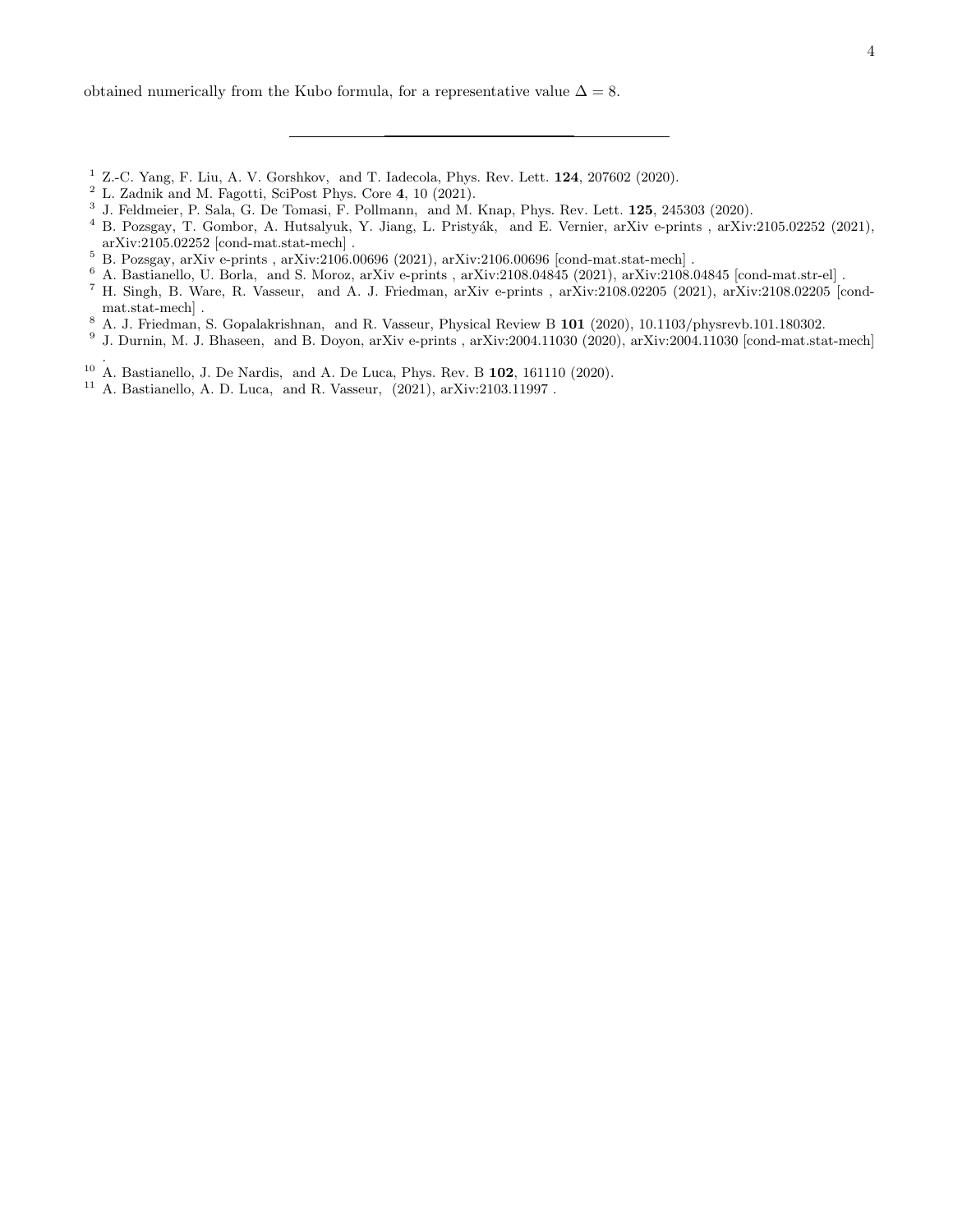obtained numerically from the Kubo formula, for a representative value $\Delta = 8$.

---

[1] Z.-C. Yang, F. Liu, A. V. Gorshkov, and T. Iadecola, Phys. Rev. Lett. **124**, 207602 (2020).

[2] L. Zadnik and M. Fagotti, SciPost Phys. Core **4**, 10 (2021).

[3] J. Feldmeier, P. Sala, G. De Tomasi, F. Pollmann, and M. Knap, Phys. Rev. Lett. **125**, 245303 (2020).

[4] B. Pozsgay, T. Gombor, A. Hutsalyuk, Y. Jiang, L. Pristyák, and E. Vernier, arXiv e-prints , arXiv:2105.02252 (2021), arXiv:2105.02252 [cond-mat.stat-mech] .

[5] B. Pozsgay, arXiv e-prints , arXiv:2106.00696 (2021), arXiv:2106.00696 [cond-mat.stat-mech] .

[6] A. Bastianello, U. Borla, and S. Moroz, arXiv e-prints , arXiv:2108.04845 (2021), arXiv:2108.04845 [cond-mat.str-el] .

[7] H. Singh, B. Ware, R. Vasseur, and A. J. Friedman, arXiv e-prints , arXiv:2108.02205 (2021), arXiv:2108.02205 [cond-mat.stat-mech] .

[8] A. J. Friedman, S. Gopalakrishnan, and R. Vasseur, Physical Review B **101** (2020), 10.1103/physrevb.101.180302.

[9] J. Durnin, M. J. Bhaseen, and B. Doyon, arXiv e-prints , arXiv:2004.11030 (2020), arXiv:2004.11030 [cond-mat.stat-mech] .

[10] A. Bastianello, J. De Nardis, and A. De Luca, Phys. Rev. B **102**, 161110 (2020).

[11] A. Bastianello, A. D. Luca, and R. Vasseur, (2021), arXiv:2103.11997 .